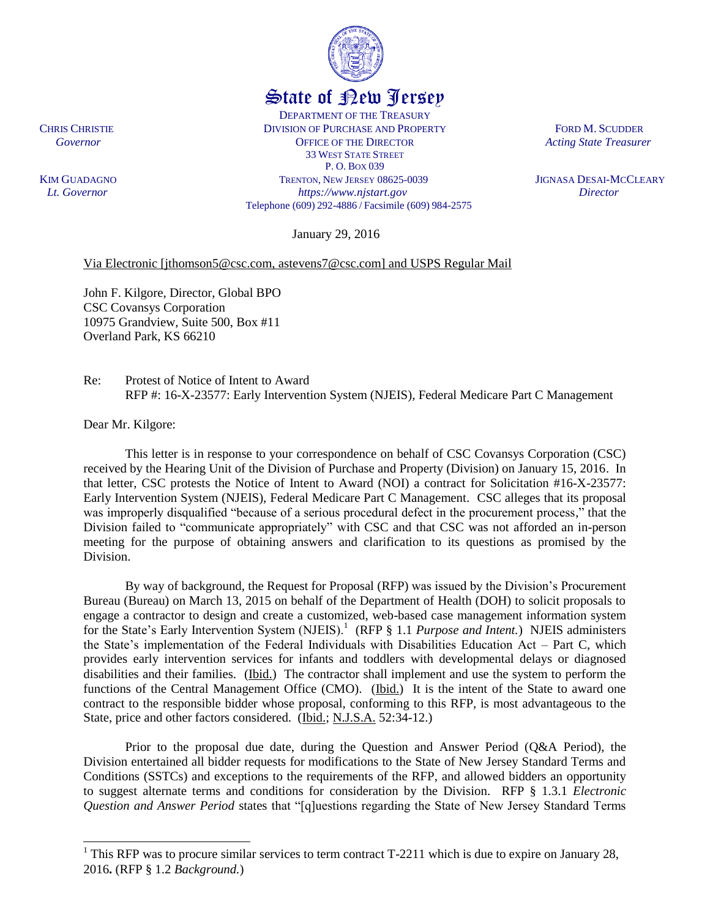# State of New Jersey

DEPARTMENT OF THE TREASURY
DIVISION OF PURCHASE AND PROPERTY
OFFICE OF THE DIRECTOR
33 WEST STATE STREET
P. O. BOX 039
TRENTON, NEW JERSEY 08625-0039
*https://www.njstart.gov*
Telephone (609) 292-4886 / Facsimile (609) 984-2575

CHRIS CHRISTIE
*Governor*

KIM GUADAGNO
*Lt. Governor*

FORD M. SCUDDER
*Acting State Treasurer*

JIGNASA DESAI-MCCLEARY
*Director*

January 29, 2016

Via Electronic [jthomson5@csc.com, astevens7@csc.com] and USPS Regular Mail

John F. Kilgore, Director, Global BPO
CSC Covansys Corporation
10975 Grandview, Suite 500, Box #11
Overland Park, KS 66210

Re: Protest of Notice of Intent to Award
RFP #: 16-X-23577: Early Intervention System (NJEIS), Federal Medicare Part C Management

Dear Mr. Kilgore:

This letter is in response to your correspondence on behalf of CSC Covansys Corporation (CSC) received by the Hearing Unit of the Division of Purchase and Property (Division) on January 15, 2016. In that letter, CSC protests the Notice of Intent to Award (NOI) a contract for Solicitation #16-X-23577: Early Intervention System (NJEIS), Federal Medicare Part C Management. CSC alleges that its proposal was improperly disqualified "because of a serious procedural defect in the procurement process," that the Division failed to "communicate appropriately" with CSC and that CSC was not afforded an in-person meeting for the purpose of obtaining answers and clarification to its questions as promised by the Division.

By way of background, the Request for Proposal (RFP) was issued by the Division's Procurement Bureau (Bureau) on March 13, 2015 on behalf of the Department of Health (DOH) to solicit proposals to engage a contractor to design and create a customized, web-based case management information system for the State's Early Intervention System (NJEIS).[1] (RFP § 1.1 *Purpose and Intent.*) NJEIS administers the State's implementation of the Federal Individuals with Disabilities Education Act – Part C, which provides early intervention services for infants and toddlers with developmental delays or diagnosed disabilities and their families. (Ibid.) The contractor shall implement and use the system to perform the functions of the Central Management Office (CMO). (Ibid.) It is the intent of the State to award one contract to the responsible bidder whose proposal, conforming to this RFP, is most advantageous to the State, price and other factors considered. (Ibid.; N.J.S.A. 52:34-12.)

Prior to the proposal due date, during the Question and Answer Period (Q&A Period), the Division entertained all bidder requests for modifications to the State of New Jersey Standard Terms and Conditions (SSTCs) and exceptions to the requirements of the RFP, and allowed bidders an opportunity to suggest alternate terms and conditions for consideration by the Division. RFP § 1.3.1 *Electronic Question and Answer Period* states that "[q]uestions regarding the State of New Jersey Standard Terms

[1] This RFP was to procure similar services to term contract T-2211 which is due to expire on January 28, 2016**.** (RFP § 1.2 *Background.*)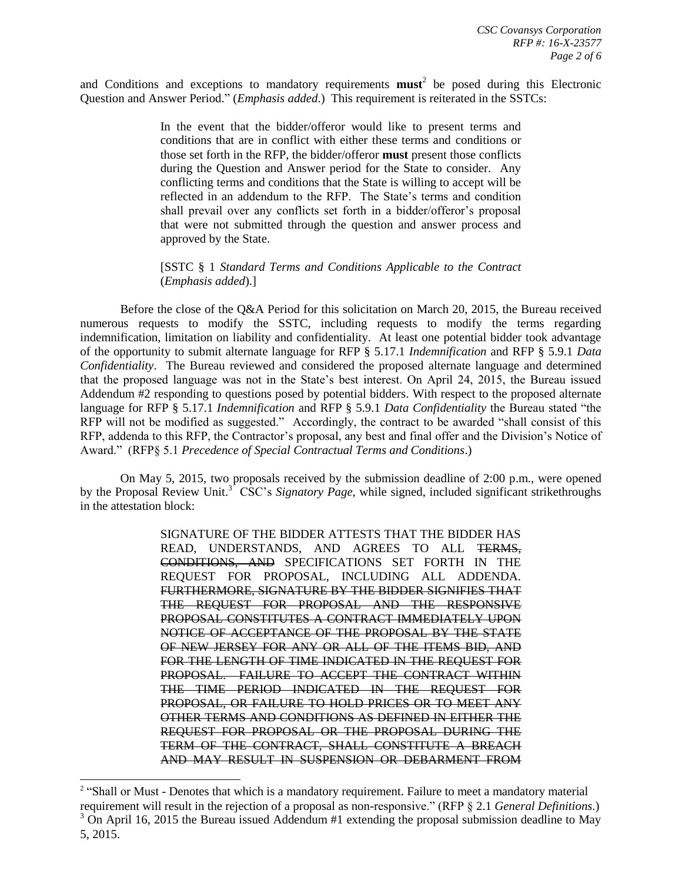and Conditions and exceptions to mandatory requirements **must**[2] be posed during this Electronic Question and Answer Period." (*Emphasis added*.) This requirement is reiterated in the SSTCs:

> In the event that the bidder/offeror would like to present terms and conditions that are in conflict with either these terms and conditions or those set forth in the RFP, the bidder/offeror **must** present those conflicts during the Question and Answer period for the State to consider. Any conflicting terms and conditions that the State is willing to accept will be reflected in an addendum to the RFP. The State's terms and condition shall prevail over any conflicts set forth in a bidder/offeror's proposal that were not submitted through the question and answer process and approved by the State.
>
> [SSTC § 1 *Standard Terms and Conditions Applicable to the Contract* (*Emphasis added*).]

Before the close of the Q&A Period for this solicitation on March 20, 2015, the Bureau received numerous requests to modify the SSTC, including requests to modify the terms regarding indemnification, limitation on liability and confidentiality. At least one potential bidder took advantage of the opportunity to submit alternate language for RFP § 5.17.1 *Indemnification* and RFP § 5.9.1 *Data Confidentiality*. The Bureau reviewed and considered the proposed alternate language and determined that the proposed language was not in the State's best interest. On April 24, 2015, the Bureau issued Addendum #2 responding to questions posed by potential bidders. With respect to the proposed alternate language for RFP § 5.17.1 *Indemnification* and RFP § 5.9.1 *Data Confidentiality* the Bureau stated "the RFP will not be modified as suggested." Accordingly, the contract to be awarded "shall consist of this RFP, addenda to this RFP, the Contractor's proposal, any best and final offer and the Division's Notice of Award." (RFP§ 5.1 *Precedence of Special Contractual Terms and Conditions*.)

On May 5, 2015, two proposals received by the submission deadline of 2:00 p.m., were opened by the Proposal Review Unit.[3] CSC's *Signatory Page*, while signed, included significant strikethroughs in the attestation block:

> SIGNATURE OF THE BIDDER ATTESTS THAT THE BIDDER HAS READ, UNDERSTANDS, AND AGREES TO ALL ~~TERMS, CONDITIONS, AND~~ SPECIFICATIONS SET FORTH IN THE REQUEST FOR PROPOSAL, INCLUDING ALL ADDENDA. ~~FURTHERMORE, SIGNATURE BY THE BIDDER SIGNIFIES THAT THE REQUEST FOR PROPOSAL AND THE RESPONSIVE PROPOSAL CONSTITUTES A CONTRACT IMMEDIATELY UPON NOTICE OF ACCEPTANCE OF THE PROPOSAL BY THE STATE OF NEW JERSEY FOR ANY OR ALL OF THE ITEMS BID, AND FOR THE LENGTH OF TIME INDICATED IN THE REQUEST FOR PROPOSAL. FAILURE TO ACCEPT THE CONTRACT WITHIN THE TIME PERIOD INDICATED IN THE REQUEST FOR PROPOSAL, OR FAILURE TO HOLD PRICES OR TO MEET ANY OTHER TERMS AND CONDITIONS AS DEFINED IN EITHER THE REQUEST FOR PROPOSAL OR THE PROPOSAL DURING THE TERM OF THE CONTRACT, SHALL CONSTITUTE A BREACH AND MAY RESULT IN SUSPENSION OR DEBARMENT FROM~~

---

[2] "Shall or Must - Denotes that which is a mandatory requirement. Failure to meet a mandatory material requirement will result in the rejection of a proposal as non-responsive." (RFP § 2.1 *General Definitions*.)

[3] On April 16, 2015 the Bureau issued Addendum #1 extending the proposal submission deadline to May 5, 2015.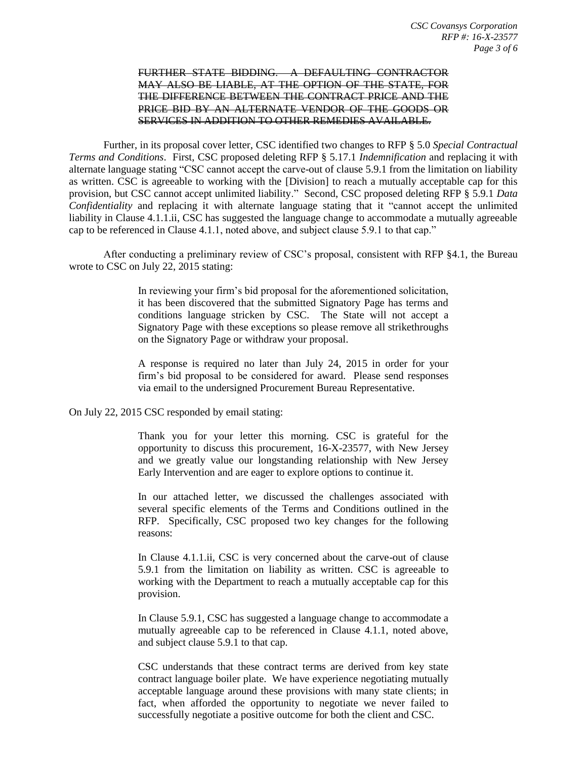> ~~FURTHER STATE BIDDING. A DEFAULTING CONTRACTOR MAY ALSO BE LIABLE, AT THE OPTION OF THE STATE, FOR THE DIFFERENCE BETWEEN THE CONTRACT PRICE AND THE PRICE BID BY AN ALTERNATE VENDOR OF THE GOODS OR SERVICES IN ADDITION TO OTHER REMEDIES AVAILABLE.~~

Further, in its proposal cover letter, CSC identified two changes to RFP § 5.0 *Special Contractual Terms and Conditions*. First, CSC proposed deleting RFP § 5.17.1 *Indemnification* and replacing it with alternate language stating "CSC cannot accept the carve-out of clause 5.9.1 from the limitation on liability as written. CSC is agreeable to working with the [Division] to reach a mutually acceptable cap for this provision, but CSC cannot accept unlimited liability." Second, CSC proposed deleting RFP § 5.9.1 *Data Confidentiality* and replacing it with alternate language stating that it "cannot accept the unlimited liability in Clause 4.1.1.ii, CSC has suggested the language change to accommodate a mutually agreeable cap to be referenced in Clause 4.1.1, noted above, and subject clause 5.9.1 to that cap."

After conducting a preliminary review of CSC's proposal, consistent with RFP §4.1, the Bureau wrote to CSC on July 22, 2015 stating:

> In reviewing your firm's bid proposal for the aforementioned solicitation, it has been discovered that the submitted Signatory Page has terms and conditions language stricken by CSC. The State will not accept a Signatory Page with these exceptions so please remove all strikethroughs on the Signatory Page or withdraw your proposal.
>
> A response is required no later than July 24, 2015 in order for your firm's bid proposal to be considered for award. Please send responses via email to the undersigned Procurement Bureau Representative.

On July 22, 2015 CSC responded by email stating:

> Thank you for your letter this morning. CSC is grateful for the opportunity to discuss this procurement, 16-X-23577, with New Jersey and we greatly value our longstanding relationship with New Jersey Early Intervention and are eager to explore options to continue it.
>
> In our attached letter, we discussed the challenges associated with several specific elements of the Terms and Conditions outlined in the RFP. Specifically, CSC proposed two key changes for the following reasons:
>
> In Clause 4.1.1.ii, CSC is very concerned about the carve-out of clause 5.9.1 from the limitation on liability as written. CSC is agreeable to working with the Department to reach a mutually acceptable cap for this provision.
>
> In Clause 5.9.1, CSC has suggested a language change to accommodate a mutually agreeable cap to be referenced in Clause 4.1.1, noted above, and subject clause 5.9.1 to that cap.
>
> CSC understands that these contract terms are derived from key state contract language boiler plate. We have experience negotiating mutually acceptable language around these provisions with many state clients; in fact, when afforded the opportunity to negotiate we never failed to successfully negotiate a positive outcome for both the client and CSC.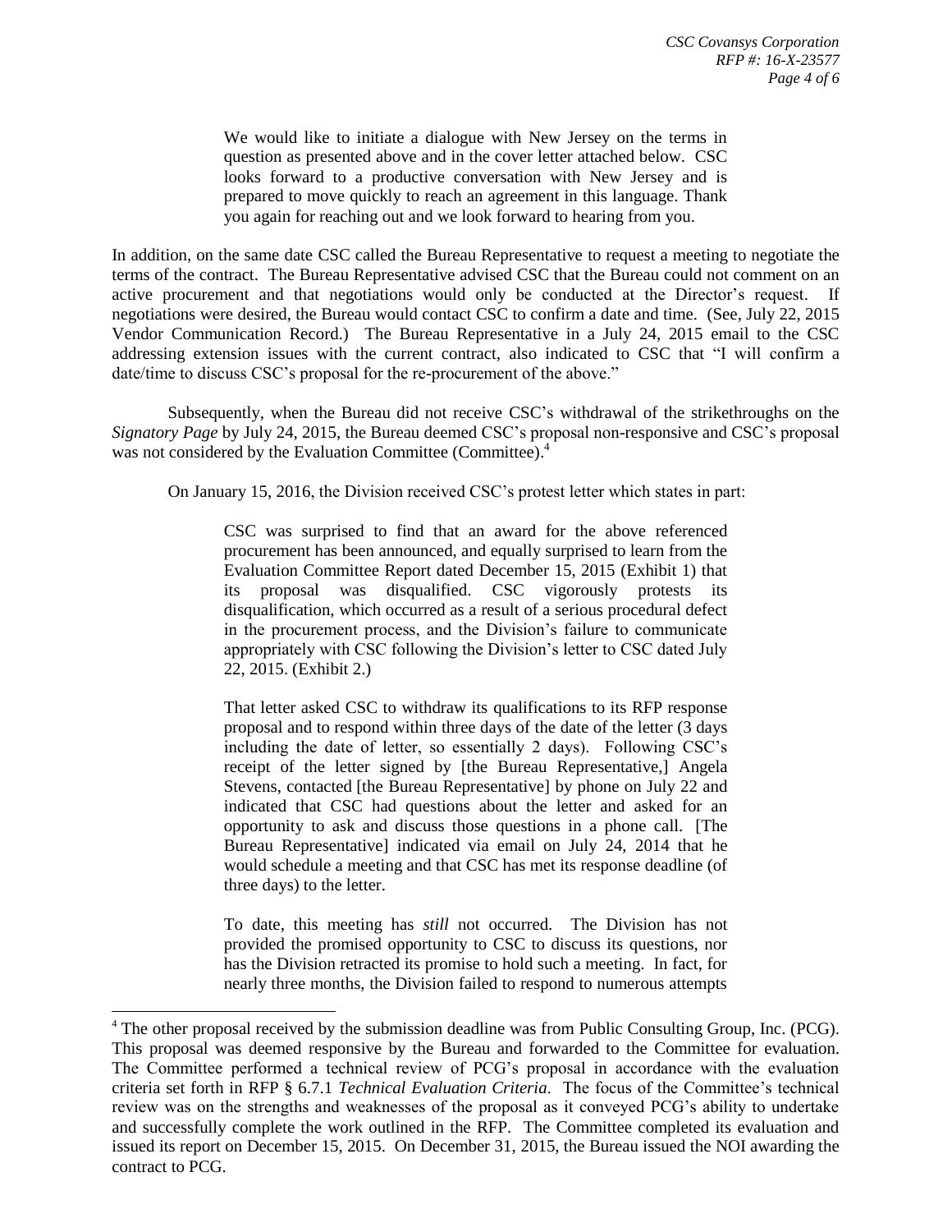> We would like to initiate a dialogue with New Jersey on the terms in question as presented above and in the cover letter attached below. CSC looks forward to a productive conversation with New Jersey and is prepared to move quickly to reach an agreement in this language. Thank you again for reaching out and we look forward to hearing from you.

In addition, on the same date CSC called the Bureau Representative to request a meeting to negotiate the terms of the contract. The Bureau Representative advised CSC that the Bureau could not comment on an active procurement and that negotiations would only be conducted at the Director's request. If negotiations were desired, the Bureau would contact CSC to confirm a date and time. (See, July 22, 2015 Vendor Communication Record.) The Bureau Representative in a July 24, 2015 email to the CSC addressing extension issues with the current contract, also indicated to CSC that "I will confirm a date/time to discuss CSC's proposal for the re-procurement of the above."

Subsequently, when the Bureau did not receive CSC's withdrawal of the strikethroughs on the *Signatory Page* by July 24, 2015, the Bureau deemed CSC's proposal non-responsive and CSC's proposal was not considered by the Evaluation Committee (Committee).[4]

On January 15, 2016, the Division received CSC's protest letter which states in part:

> CSC was surprised to find that an award for the above referenced procurement has been announced, and equally surprised to learn from the Evaluation Committee Report dated December 15, 2015 (Exhibit 1) that its proposal was disqualified. CSC vigorously protests its disqualification, which occurred as a result of a serious procedural defect in the procurement process, and the Division's failure to communicate appropriately with CSC following the Division's letter to CSC dated July 22, 2015. (Exhibit 2.)
>
> That letter asked CSC to withdraw its qualifications to its RFP response proposal and to respond within three days of the date of the letter (3 days including the date of letter, so essentially 2 days). Following CSC's receipt of the letter signed by [the Bureau Representative,] Angela Stevens, contacted [the Bureau Representative] by phone on July 22 and indicated that CSC had questions about the letter and asked for an opportunity to ask and discuss those questions in a phone call. [The Bureau Representative] indicated via email on July 24, 2014 that he would schedule a meeting and that CSC has met its response deadline (of three days) to the letter.
>
> To date, this meeting has *still* not occurred. The Division has not provided the promised opportunity to CSC to discuss its questions, nor has the Division retracted its promise to hold such a meeting. In fact, for nearly three months, the Division failed to respond to numerous attempts

---

[4] The other proposal received by the submission deadline was from Public Consulting Group, Inc. (PCG). This proposal was deemed responsive by the Bureau and forwarded to the Committee for evaluation. The Committee performed a technical review of PCG's proposal in accordance with the evaluation criteria set forth in RFP § 6.7.1 *Technical Evaluation Criteria*. The focus of the Committee's technical review was on the strengths and weaknesses of the proposal as it conveyed PCG's ability to undertake and successfully complete the work outlined in the RFP. The Committee completed its evaluation and issued its report on December 15, 2015. On December 31, 2015, the Bureau issued the NOI awarding the contract to PCG.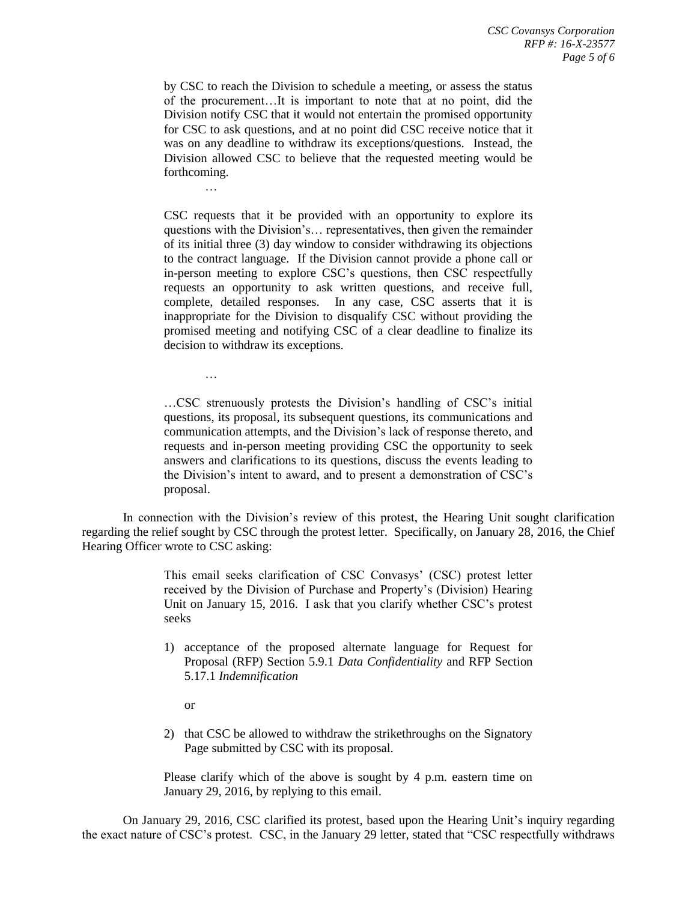> by CSC to reach the Division to schedule a meeting, or assess the status of the procurement…It is important to note that at no point, did the Division notify CSC that it would not entertain the promised opportunity for CSC to ask questions, and at no point did CSC receive notice that it was on any deadline to withdraw its exceptions/questions. Instead, the Division allowed CSC to believe that the requested meeting would be forthcoming.
>
> …
>
> CSC requests that it be provided with an opportunity to explore its questions with the Division's… representatives, then given the remainder of its initial three (3) day window to consider withdrawing its objections to the contract language. If the Division cannot provide a phone call or in-person meeting to explore CSC's questions, then CSC respectfully requests an opportunity to ask written questions, and receive full, complete, detailed responses. In any case, CSC asserts that it is inappropriate for the Division to disqualify CSC without providing the promised meeting and notifying CSC of a clear deadline to finalize its decision to withdraw its exceptions.
>
> …
>
> …CSC strenuously protests the Division's handling of CSC's initial questions, its proposal, its subsequent questions, its communications and communication attempts, and the Division's lack of response thereto, and requests and in-person meeting providing CSC the opportunity to seek answers and clarifications to its questions, discuss the events leading to the Division's intent to award, and to present a demonstration of CSC's proposal.

In connection with the Division's review of this protest, the Hearing Unit sought clarification regarding the relief sought by CSC through the protest letter. Specifically, on January 28, 2016, the Chief Hearing Officer wrote to CSC asking:

> This email seeks clarification of CSC Convasys' (CSC) protest letter received by the Division of Purchase and Property's (Division) Hearing Unit on January 15, 2016. I ask that you clarify whether CSC's protest seeks
>
> 1) acceptance of the proposed alternate language for Request for Proposal (RFP) Section 5.9.1 *Data Confidentiality* and RFP Section 5.17.1 *Indemnification*
>
> or
>
> 2) that CSC be allowed to withdraw the strikethroughs on the Signatory Page submitted by CSC with its proposal.
>
> Please clarify which of the above is sought by 4 p.m. eastern time on January 29, 2016, by replying to this email.

On January 29, 2016, CSC clarified its protest, based upon the Hearing Unit's inquiry regarding the exact nature of CSC's protest. CSC, in the January 29 letter, stated that "CSC respectfully withdraws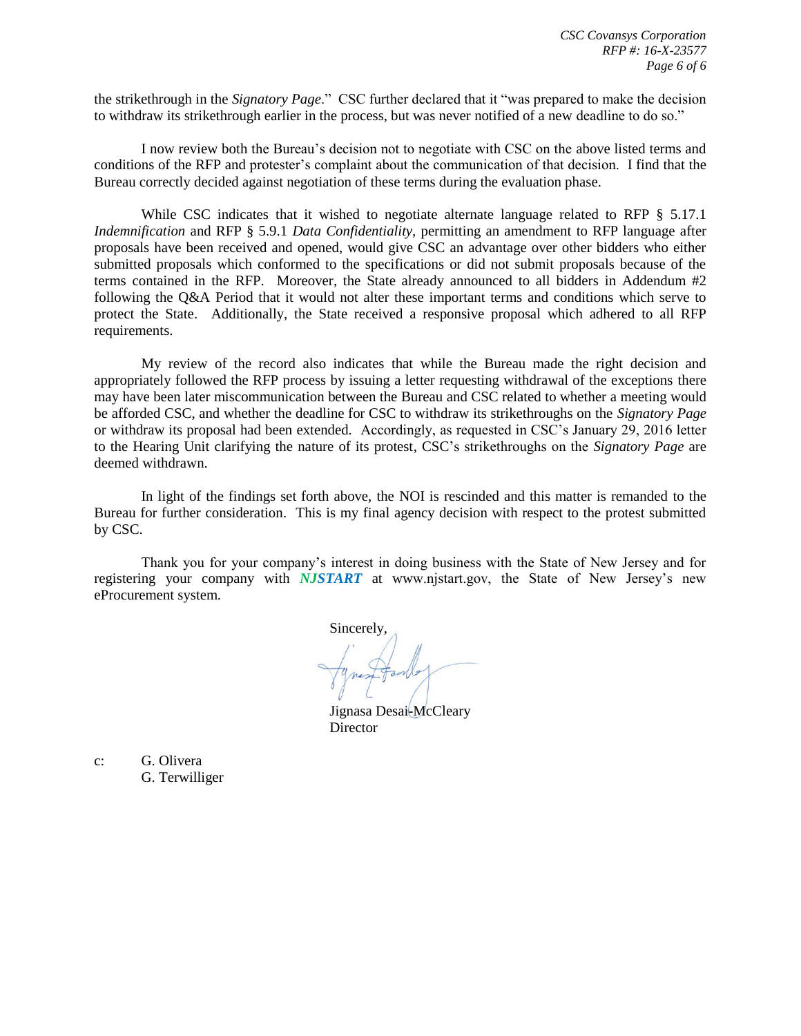the strikethrough in the *Signatory Page*." CSC further declared that it "was prepared to make the decision to withdraw its strikethrough earlier in the process, but was never notified of a new deadline to do so."

I now review both the Bureau's decision not to negotiate with CSC on the above listed terms and conditions of the RFP and protester's complaint about the communication of that decision. I find that the Bureau correctly decided against negotiation of these terms during the evaluation phase.

While CSC indicates that it wished to negotiate alternate language related to RFP § 5.17.1 *Indemnification* and RFP § 5.9.1 *Data Confidentiality*, permitting an amendment to RFP language after proposals have been received and opened, would give CSC an advantage over other bidders who either submitted proposals which conformed to the specifications or did not submit proposals because of the terms contained in the RFP. Moreover, the State already announced to all bidders in Addendum #2 following the Q&A Period that it would not alter these important terms and conditions which serve to protect the State. Additionally, the State received a responsive proposal which adhered to all RFP requirements.

My review of the record also indicates that while the Bureau made the right decision and appropriately followed the RFP process by issuing a letter requesting withdrawal of the exceptions there may have been later miscommunication between the Bureau and CSC related to whether a meeting would be afforded CSC, and whether the deadline for CSC to withdraw its strikethroughs on the *Signatory Page* or withdraw its proposal had been extended. Accordingly, as requested in CSC's January 29, 2016 letter to the Hearing Unit clarifying the nature of its protest, CSC's strikethroughs on the *Signatory Page* are deemed withdrawn.

In light of the findings set forth above, the NOI is rescinded and this matter is remanded to the Bureau for further consideration. This is my final agency decision with respect to the protest submitted by CSC.

Thank you for your company's interest in doing business with the State of New Jersey and for registering your company with ***NJSTART*** at www.njstart.gov, the State of New Jersey's new eProcurement system.

Sincerely,

Jignasa Desai-McCleary
Director

c: G. Olivera
G. Terwilliger